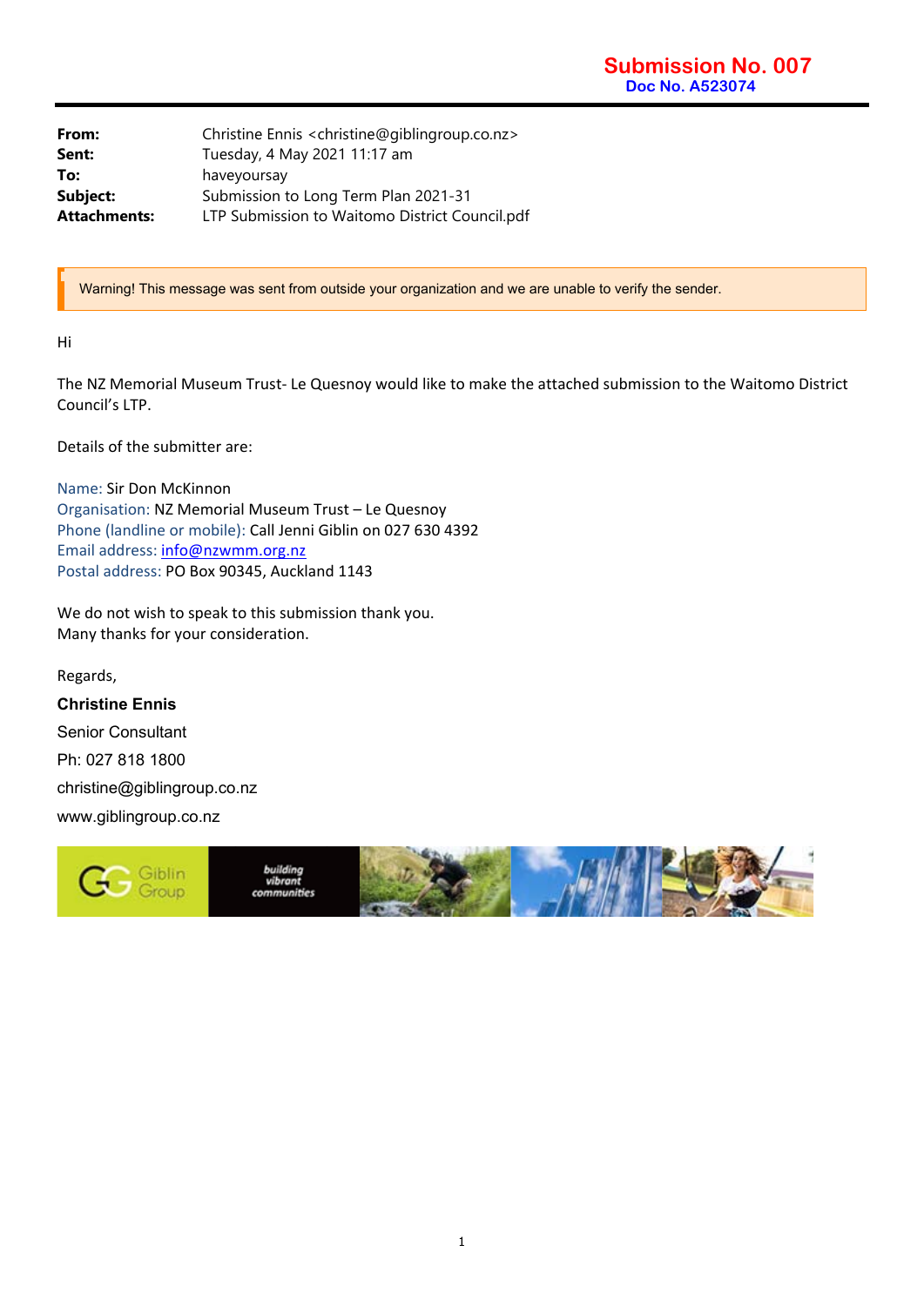**Submission No. 007**
**Doc No. A523074**

| | |
|---|---|
| **From:** | Christine Ennis <christine@giblingroup.co.nz> |
| **Sent:** | Tuesday, 4 May 2021 11:17 am |
| **To:** | haveyoursay |
| **Subject:** | Submission to Long Term Plan 2021-31 |
| **Attachments:** | LTP Submission to Waitomo District Council.pdf |

Warning! This message was sent from outside your organization and we are unable to verify the sender.

Hi

The NZ Memorial Museum Trust- Le Quesnoy would like to make the attached submission to the Waitomo District Council's LTP.

Details of the submitter are:

Name: Sir Don McKinnon
Organisation: NZ Memorial Museum Trust – Le Quesnoy
Phone (landline or mobile): Call Jenni Giblin on 027 630 4392
Email address: info@nzwmm.org.nz
Postal address: PO Box 90345, Auckland 1143

We do not wish to speak to this submission thank you.
Many thanks for your consideration.

Regards,

**Christine Ennis**
Senior Consultant
Ph: 027 818 1800
christine@giblingroup.co.nz
www.giblingroup.co.nz

Giblin Group — building vibrant communities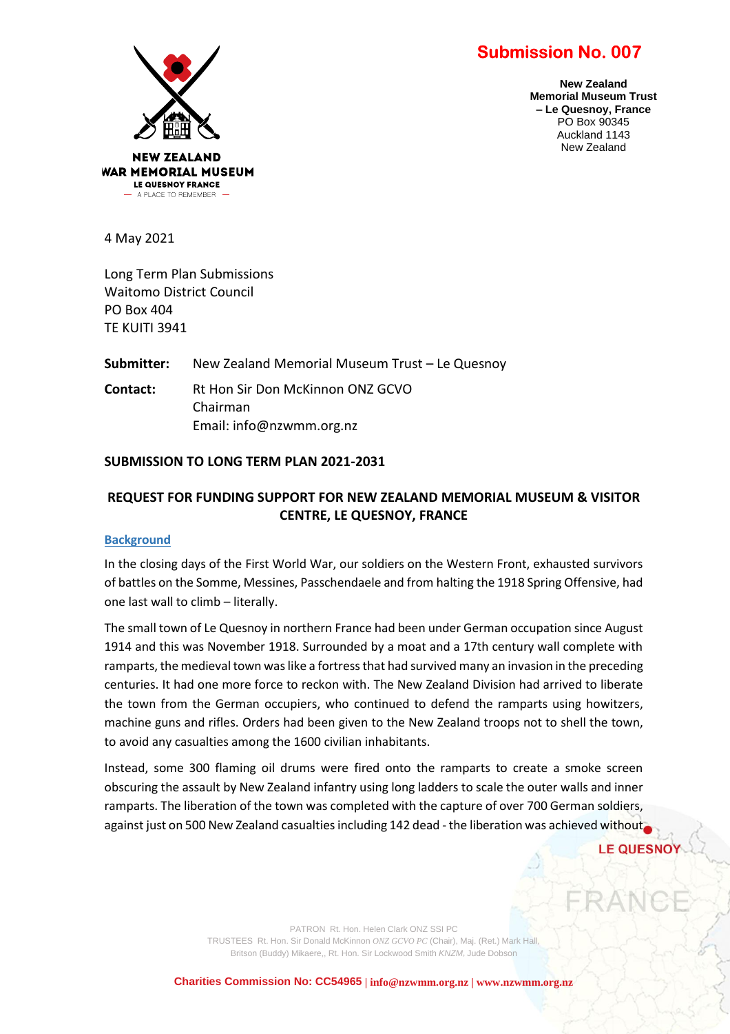# Submission No. 007

**New Zealand Memorial Museum Trust – Le Quesnoy, France**
PO Box 90345
Auckland 1143
New Zealand

4 May 2021

Long Term Plan Submissions
Waitomo District Council
PO Box 404
TE KUITI 3941

**Submitter:** New Zealand Memorial Museum Trust – Le Quesnoy

**Contact:** Rt Hon Sir Don McKinnon ONZ GCVO
Chairman
Email: info@nzwmm.org.nz

**SUBMISSION TO LONG TERM PLAN 2021-2031**

**REQUEST FOR FUNDING SUPPORT FOR NEW ZEALAND MEMORIAL MUSEUM & VISITOR CENTRE, LE QUESNOY, FRANCE**

**Background**

In the closing days of the First World War, our soldiers on the Western Front, exhausted survivors of battles on the Somme, Messines, Passchendaele and from halting the 1918 Spring Offensive, had one last wall to climb – literally.

The small town of Le Quesnoy in northern France had been under German occupation since August 1914 and this was November 1918. Surrounded by a moat and a 17th century wall complete with ramparts, the medieval town was like a fortress that had survived many an invasion in the preceding centuries. It had one more force to reckon with. The New Zealand Division had arrived to liberate the town from the German occupiers, who continued to defend the ramparts using howitzers, machine guns and rifles. Orders had been given to the New Zealand troops not to shell the town, to avoid any casualties among the 1600 civilian inhabitants.

Instead, some 300 flaming oil drums were fired onto the ramparts to create a smoke screen obscuring the assault by New Zealand infantry using long ladders to scale the outer walls and inner ramparts. The liberation of the town was completed with the capture of over 700 German soldiers, against just on 500 New Zealand casualties including 142 dead - the liberation was achieved without

PATRON Rt. Hon. Helen Clark ONZ SSI PC
TRUSTEES Rt. Hon. Sir Donald McKinnon *ONZ GCVO PC* (Chair), Maj. (Ret.) Mark Hall, Britson (Buddy) Mikaere,, Rt. Hon. Sir Lockwood Smith *KNZM*, Jude Dobson

Charities Commission No: CC54965 | info@nzwmm.org.nz | www.nzwmm.org.nz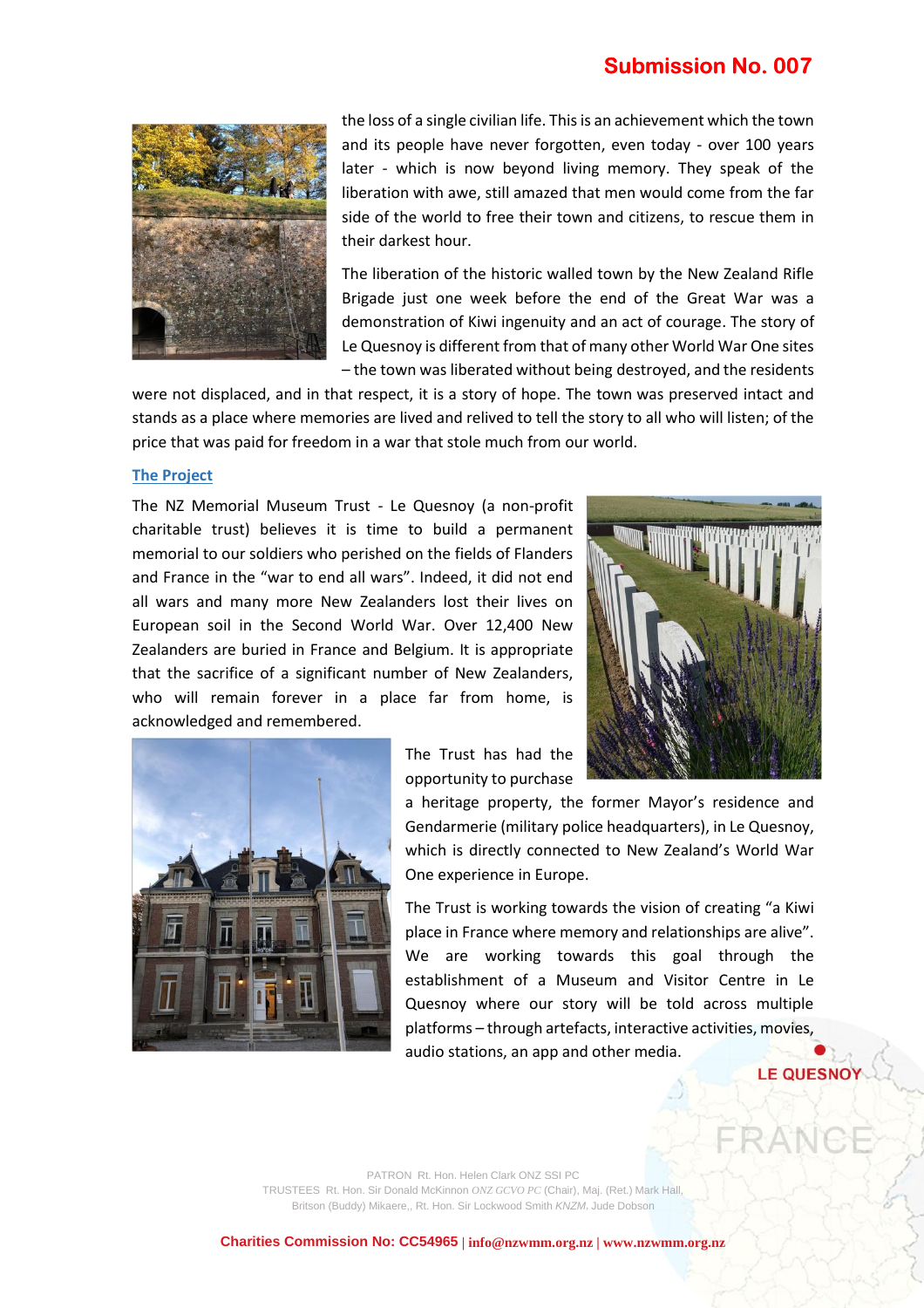the loss of a single civilian life. This is an achievement which the town and its people have never forgotten, even today - over 100 years later - which is now beyond living memory. They speak of the liberation with awe, still amazed that men would come from the far side of the world to free their town and citizens, to rescue them in their darkest hour.

The liberation of the historic walled town by the New Zealand Rifle Brigade just one week before the end of the Great War was a demonstration of Kiwi ingenuity and an act of courage. The story of Le Quesnoy is different from that of many other World War One sites – the town was liberated without being destroyed, and the residents were not displaced, and in that respect, it is a story of hope. The town was preserved intact and stands as a place where memories are lived and relived to tell the story to all who will listen; of the price that was paid for freedom in a war that stole much from our world.

## The Project

The NZ Memorial Museum Trust - Le Quesnoy (a non-profit charitable trust) believes it is time to build a permanent memorial to our soldiers who perished on the fields of Flanders and France in the "war to end all wars". Indeed, it did not end all wars and many more New Zealanders lost their lives on European soil in the Second World War. Over 12,400 New Zealanders are buried in France and Belgium. It is appropriate that the sacrifice of a significant number of New Zealanders, who will remain forever in a place far from home, is acknowledged and remembered.

The Trust has had the opportunity to purchase a heritage property, the former Mayor's residence and Gendarmerie (military police headquarters), in Le Quesnoy, which is directly connected to New Zealand's World War One experience in Europe.

The Trust is working towards the vision of creating "a Kiwi place in France where memory and relationships are alive". We are working towards this goal through the establishment of a Museum and Visitor Centre in Le Quesnoy where our story will be told across multiple platforms – through artefacts, interactive activities, movies, audio stations, an app and other media.

PATRON Rt. Hon. Helen Clark ONZ SSI PC

TRUSTEES Rt. Hon. Sir Donald McKinnon *ONZ GCVO PC* (Chair), Maj. (Ret.) Mark Hall, Britson (Buddy) Mikaere,, Rt. Hon. Sir Lockwood Smith *KNZM*, Jude Dobson

**Charities Commission No: CC54965** | **info@nzwmm.org.nz** | **www.nzwmm.org.nz**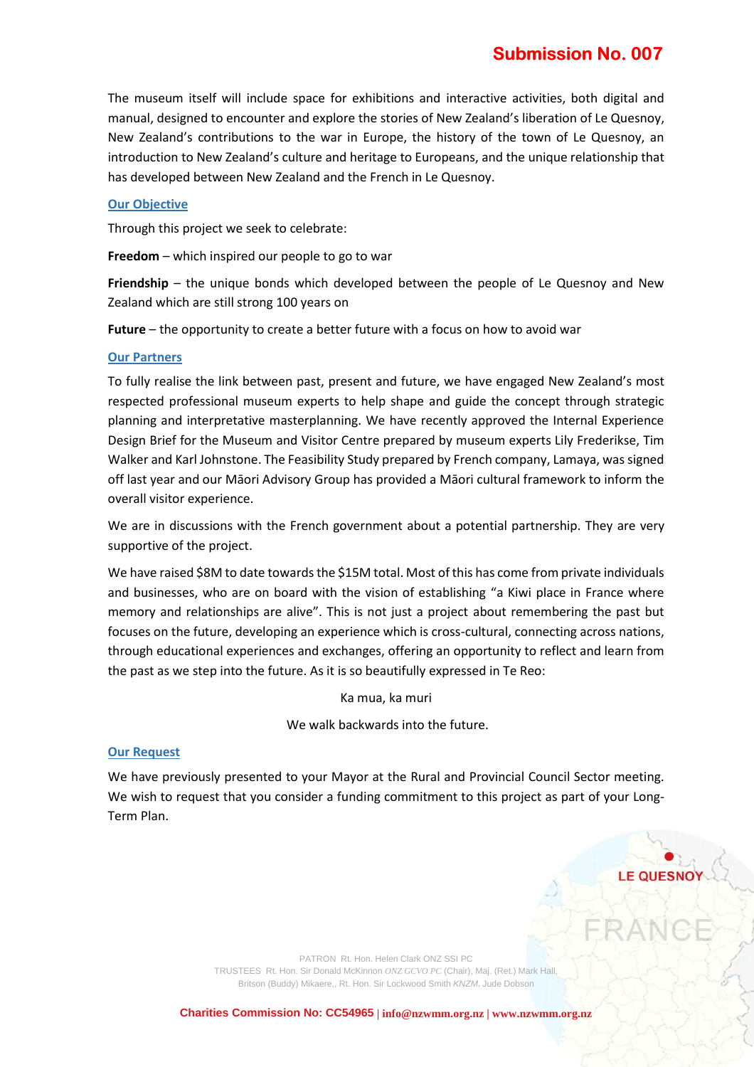The museum itself will include space for exhibitions and interactive activities, both digital and manual, designed to encounter and explore the stories of New Zealand's liberation of Le Quesnoy, New Zealand's contributions to the war in Europe, the history of the town of Le Quesnoy, an introduction to New Zealand's culture and heritage to Europeans, and the unique relationship that has developed between New Zealand and the French in Le Quesnoy.

## Our Objective

Through this project we seek to celebrate:

**Freedom** – which inspired our people to go to war

**Friendship** – the unique bonds which developed between the people of Le Quesnoy and New Zealand which are still strong 100 years on

**Future** – the opportunity to create a better future with a focus on how to avoid war

## Our Partners

To fully realise the link between past, present and future, we have engaged New Zealand's most respected professional museum experts to help shape and guide the concept through strategic planning and interpretative masterplanning. We have recently approved the Internal Experience Design Brief for the Museum and Visitor Centre prepared by museum experts Lily Frederikse, Tim Walker and Karl Johnstone. The Feasibility Study prepared by French company, Lamaya, was signed off last year and our Māori Advisory Group has provided a Māori cultural framework to inform the overall visitor experience.

We are in discussions with the French government about a potential partnership. They are very supportive of the project.

We have raised $8M to date towards the $15M total. Most of this has come from private individuals and businesses, who are on board with the vision of establishing "a Kiwi place in France where memory and relationships are alive". This is not just a project about remembering the past but focuses on the future, developing an experience which is cross-cultural, connecting across nations, through educational experiences and exchanges, offering an opportunity to reflect and learn from the past as we step into the future. As it is so beautifully expressed in Te Reo:

Ka mua, ka muri

We walk backwards into the future.

## Our Request

We have previously presented to your Mayor at the Rural and Provincial Council Sector meeting. We wish to request that you consider a funding commitment to this project as part of your Long-Term Plan.

PATRON Rt. Hon. Helen Clark ONZ SSI PC
TRUSTEES Rt. Hon. Sir Donald McKinnon *ONZ GCVO PC* (Chair), Maj. (Ret.) Mark Hall, Britson (Buddy) Mikaere,, Rt. Hon. Sir Lockwood Smith *KNZM*, Jude Dobson

**Charities Commission No: CC54965** | info@nzwmm.org.nz | www.nzwmm.org.nz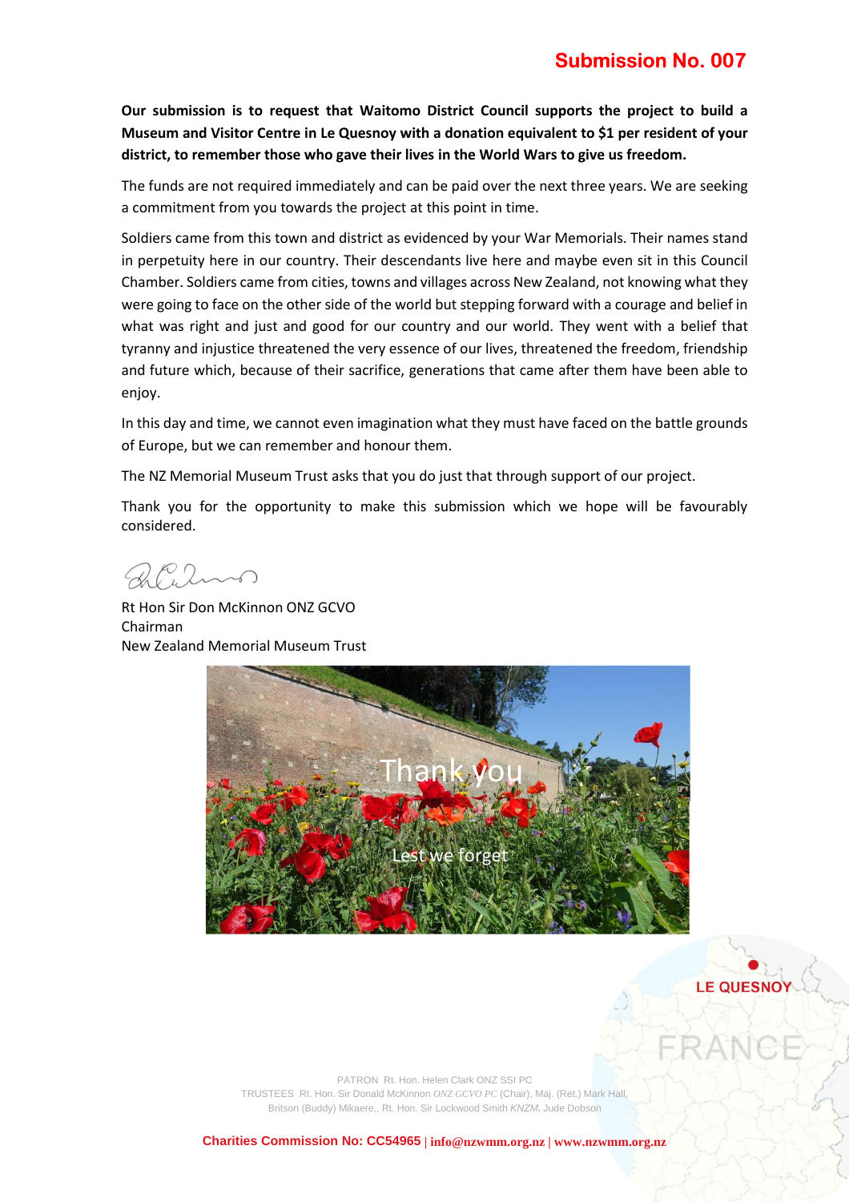**Submission No. 007**

**Our submission is to request that Waitomo District Council supports the project to build a Museum and Visitor Centre in Le Quesnoy with a donation equivalent to $1 per resident of your district, to remember those who gave their lives in the World Wars to give us freedom.**

The funds are not required immediately and can be paid over the next three years. We are seeking a commitment from you towards the project at this point in time.

Soldiers came from this town and district as evidenced by your War Memorials. Their names stand in perpetuity here in our country. Their descendants live here and maybe even sit in this Council Chamber. Soldiers came from cities, towns and villages across New Zealand, not knowing what they were going to face on the other side of the world but stepping forward with a courage and belief in what was right and just and good for our country and our world. They went with a belief that tyranny and injustice threatened the very essence of our lives, threatened the freedom, friendship and future which, because of their sacrifice, generations that came after them have been able to enjoy.

In this day and time, we cannot even imagination what they must have faced on the battle grounds of Europe, but we can remember and honour them.

The NZ Memorial Museum Trust asks that you do just that through support of our project.

Thank you for the opportunity to make this submission which we hope will be favourably considered.

Rt Hon Sir Don McKinnon ONZ GCVO
Chairman
New Zealand Memorial Museum Trust

Thank you

Lest we forget

LE QUESNOY

FRANCE

PATRON Rt. Hon. Helen Clark ONZ SSI PC
TRUSTEES Rt. Hon. Sir Donald McKinnon *ONZ GCVO PC* (Chair), Maj. (Ret.) Mark Hall, Britson (Buddy) Mikaere,, Rt. Hon. Sir Lockwood Smith *KNZM,* Jude Dobson

**Charities Commission No: CC54965** | info@nzwmm.org.nz | www.nzwmm.org.nz